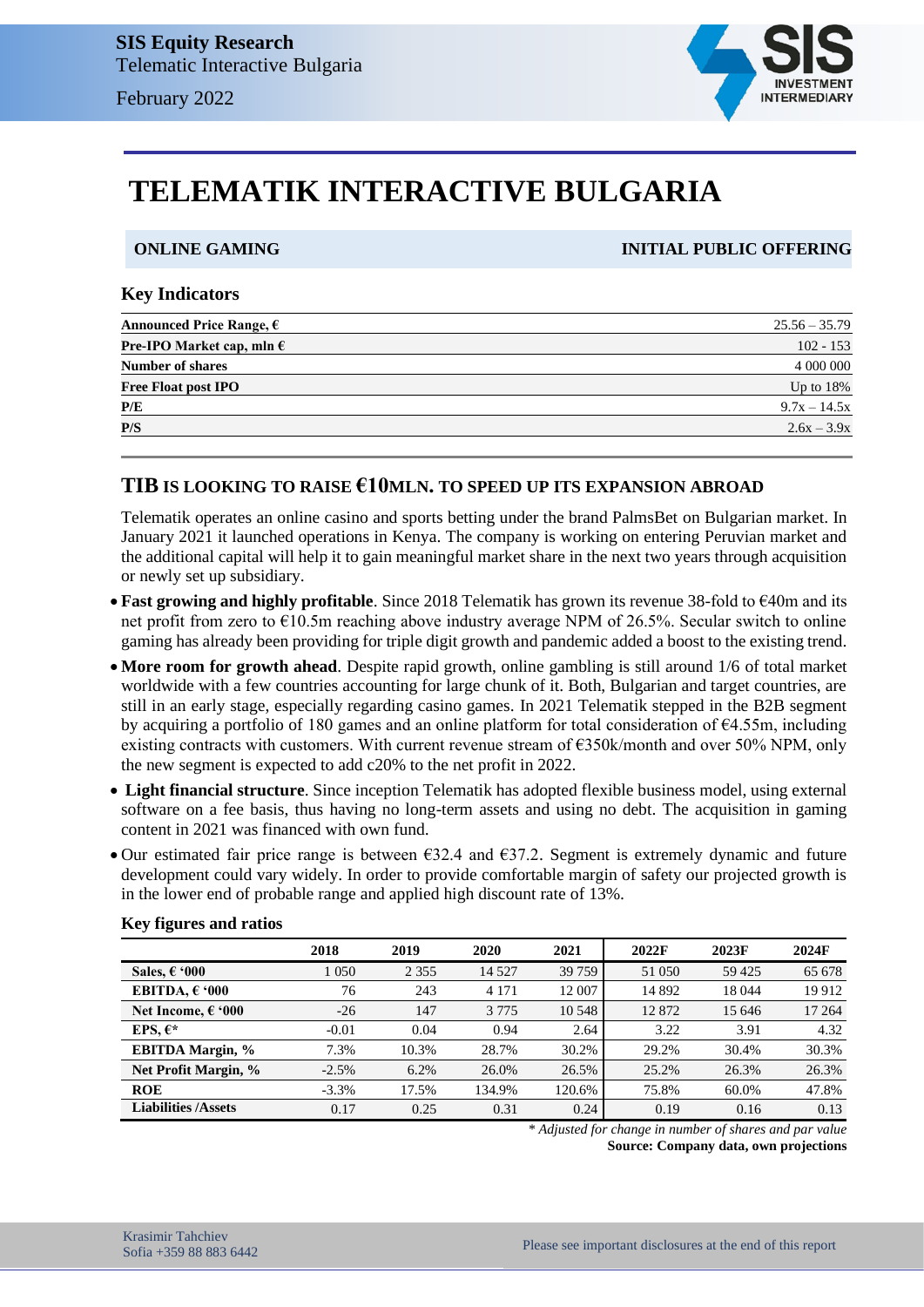# TELEMATIK INTERACTIVE BULGARIA

**ONLINE GAMING** | **INITIAL PUBLIC OFFERING**

### Key Indicators

| | |
|---|---|
| **Announced Price Range, €** | 25.56 – 35.79 |
| **Pre-IPO Market cap, mln €** | 102 - 153 |
| **Number of shares** | 4 000 000 |
| **Free Float post IPO** | Up to 18% |
| **P/E** | 9.7x – 14.5x |
| **P/S** | 2.6x – 3.9x |

## TIB IS LOOKING TO RAISE €10MLN. TO SPEED UP ITS EXPANSION ABROAD

Telematik operates an online casino and sports betting under the brand PalmsBet on Bulgarian market. In January 2021 it launched operations in Kenya. The company is working on entering Peruvian market and the additional capital will help it to gain meaningful market share in the next two years through acquisition or newly set up subsidiary.

- **Fast growing and highly profitable**. Since 2018 Telematik has grown its revenue 38-fold to €40m and its net profit from zero to €10.5m reaching above industry average NPM of 26.5%. Secular switch to online gaming has already been providing for triple digit growth and pandemic added a boost to the existing trend.
- **More room for growth ahead**. Despite rapid growth, online gambling is still around 1/6 of total market worldwide with a few countries accounting for large chunk of it. Both, Bulgarian and target countries, are still in an early stage, especially regarding casino games. In 2021 Telematik stepped in the B2B segment by acquiring a portfolio of 180 games and an online platform for total consideration of €4.55m, including existing contracts with customers. With current revenue stream of €350k/month and over 50% NPM, only the new segment is expected to add c20% to the net profit in 2022.
- **Light financial structure**. Since inception Telematik has adopted flexible business model, using external software on a fee basis, thus having no long-term assets and using no debt. The acquisition in gaming content in 2021 was financed with own fund.
- Our estimated fair price range is between €32.4 and €37.2. Segment is extremely dynamic and future development could vary widely. In order to provide comfortable margin of safety our projected growth is in the lower end of probable range and applied high discount rate of 13%.

### Key figures and ratios

| | 2018 | 2019 | 2020 | 2021 | 2022F | 2023F | 2024F |
|---|---|---|---|---|---|---|---|
| **Sales, € '000** | 1 050 | 2 355 | 14 527 | 39 759 | 51 050 | 59 425 | 65 678 |
| **EBITDA, € '000** | 76 | 243 | 4 171 | 12 007 | 14 892 | 18 044 | 19 912 |
| **Net Income, € '000** | -26 | 147 | 3 775 | 10 548 | 12 872 | 15 646 | 17 264 |
| **EPS, €*** | -0.01 | 0.04 | 0.94 | 2.64 | 3.22 | 3.91 | 4.32 |
| **EBITDA Margin, %** | 7.3% | 10.3% | 28.7% | 30.2% | 29.2% | 30.4% | 30.3% |
| **Net Profit Margin, %** | -2.5% | 6.2% | 26.0% | 26.5% | 25.2% | 26.3% | 26.3% |
| **ROE** | -3.3% | 17.5% | 134.9% | 120.6% | 75.8% | 60.0% | 47.8% |
| **Liabilities /Assets** | 0.17 | 0.25 | 0.31 | 0.24 | 0.19 | 0.16 | 0.13 |

*\* Adjusted for change in number of shares and par value*

**Source: Company data, own projections**

Krasimir Tahchiev
Sofia +359 88 883 6442

Please see important disclosures at the end of this report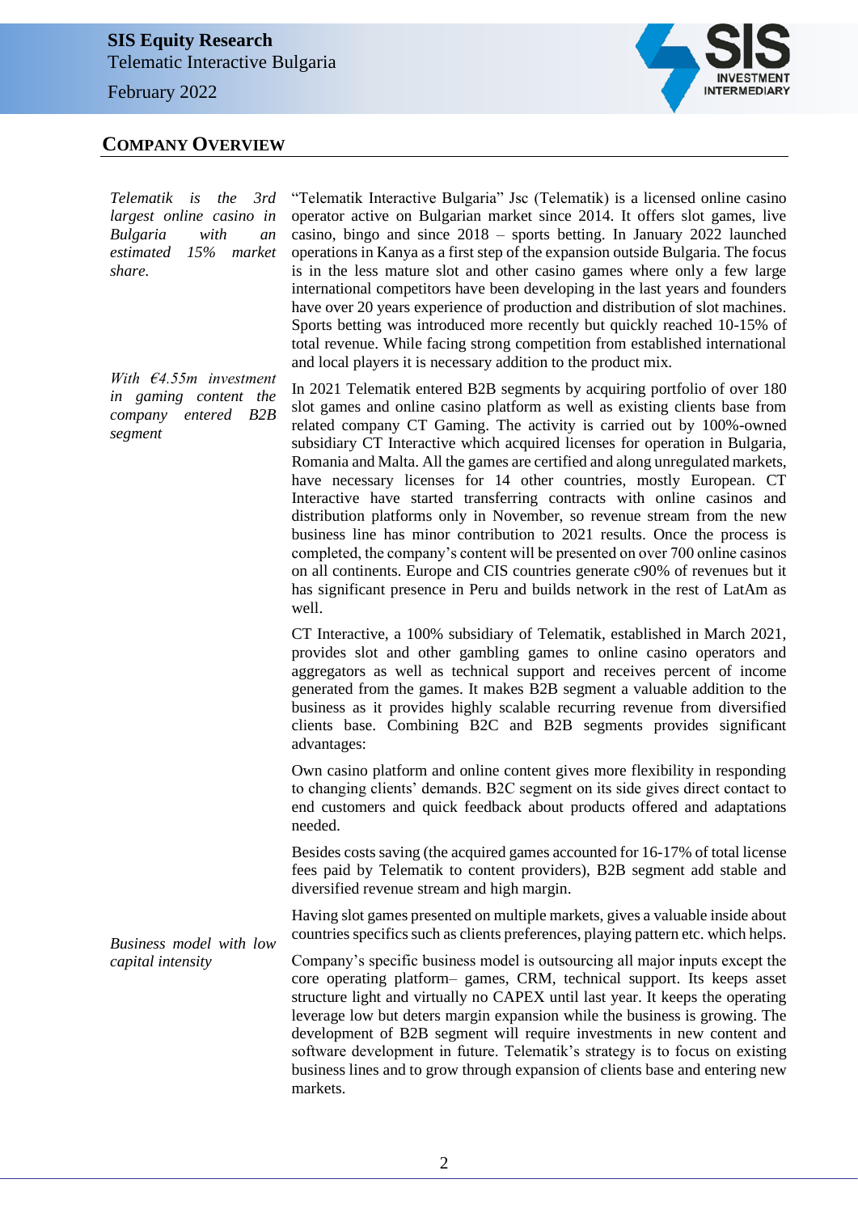## COMPANY OVERVIEW

*Telematik is the 3rd largest online casino in Bulgaria with an estimated 15% market share.*

"Telematik Interactive Bulgaria" Jsc (Telematik) is a licensed online casino operator active on Bulgarian market since 2014. It offers slot games, live casino, bingo and since 2018 – sports betting. In January 2022 launched operations in Kanya as a first step of the expansion outside Bulgaria. The focus is in the less mature slot and other casino games where only a few large international competitors have been developing in the last years and founders have over 20 years experience of production and distribution of slot machines. Sports betting was introduced more recently but quickly reached 10-15% of total revenue. While facing strong competition from established international and local players it is necessary addition to the product mix.

*With €4.55m investment in gaming content the company entered B2B segment*

In 2021 Telematik entered B2B segments by acquiring portfolio of over 180 slot games and online casino platform as well as existing clients base from related company CT Gaming. The activity is carried out by 100%-owned subsidiary CT Interactive which acquired licenses for operation in Bulgaria, Romania and Malta. All the games are certified and along unregulated markets, have necessary licenses for 14 other countries, mostly European. CT Interactive have started transferring contracts with online casinos and distribution platforms only in November, so revenue stream from the new business line has minor contribution to 2021 results. Once the process is completed, the company's content will be presented on over 700 online casinos on all continents. Europe and CIS countries generate c90% of revenues but it has significant presence in Peru and builds network in the rest of LatAm as well.

CT Interactive, a 100% subsidiary of Telematik, established in March 2021, provides slot and other gambling games to online casino operators and aggregators as well as technical support and receives percent of income generated from the games. It makes B2B segment a valuable addition to the business as it provides highly scalable recurring revenue from diversified clients base. Combining B2C and B2B segments provides significant advantages:

Own casino platform and online content gives more flexibility in responding to changing clients' demands. B2C segment on its side gives direct contact to end customers and quick feedback about products offered and adaptations needed.

Besides costs saving (the acquired games accounted for 16-17% of total license fees paid by Telematik to content providers), B2B segment add stable and diversified revenue stream and high margin.

Having slot games presented on multiple markets, gives a valuable inside about countries specifics such as clients preferences, playing pattern etc. which helps.

*Business model with low capital intensity*

Company's specific business model is outsourcing all major inputs except the core operating platform– games, CRM, technical support. Its keeps asset structure light and virtually no CAPEX until last year. It keeps the operating leverage low but deters margin expansion while the business is growing. The development of B2B segment will require investments in new content and software development in future. Telematik's strategy is to focus on existing business lines and to grow through expansion of clients base and entering new markets.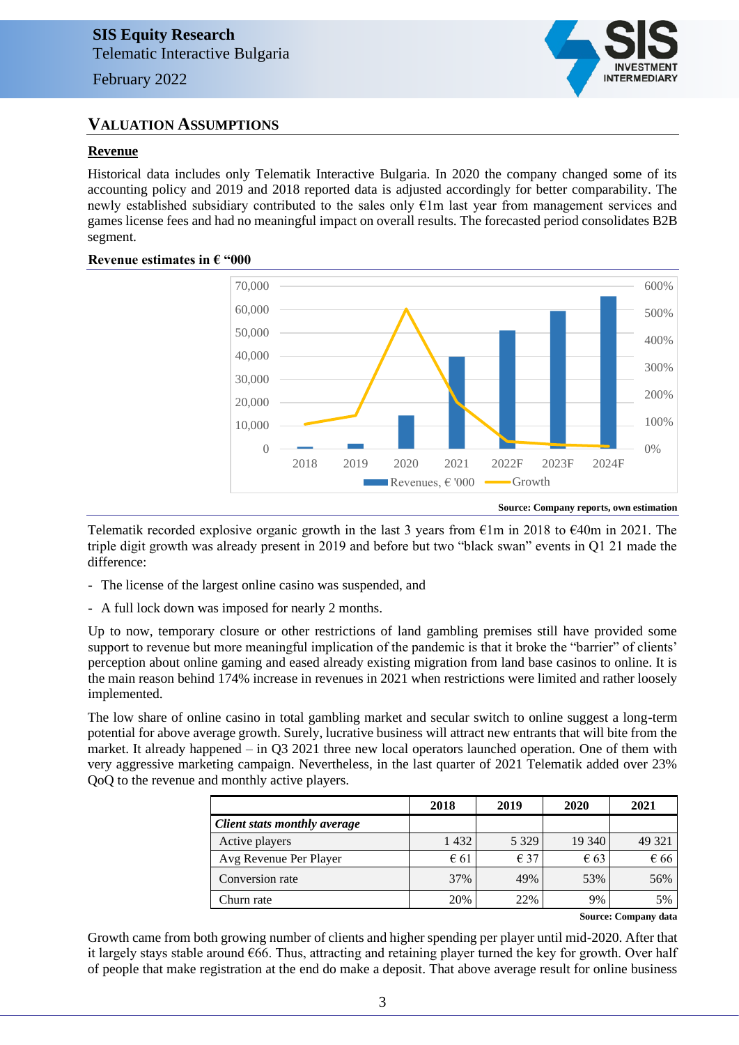## VALUATION ASSUMPTIONS

### Revenue

Historical data includes only Telematik Interactive Bulgaria. In 2020 the company changed some of its accounting policy and 2019 and 2018 reported data is adjusted accordingly for better comparability. The newly established subsidiary contributed to the sales only €1m last year from management services and games license fees and had no meaningful impact on overall results. The forecasted period consolidates B2B segment.

**Revenue estimates in € "000**

Source: Company reports, own estimation

Telematik recorded explosive organic growth in the last 3 years from €1m in 2018 to €40m in 2021. The triple digit growth was already present in 2019 and before but two "black swan" events in Q1 21 made the difference:

- The license of the largest online casino was suspended, and
- A full lock down was imposed for nearly 2 months.

Up to now, temporary closure or other restrictions of land gambling premises still have provided some support to revenue but more meaningful implication of the pandemic is that it broke the "barrier" of clients' perception about online gaming and eased already existing migration from land base casinos to online. It is the main reason behind 174% increase in revenues in 2021 when restrictions were limited and rather loosely implemented.

The low share of online casino in total gambling market and secular switch to online suggest a long-term potential for above average growth. Surely, lucrative business will attract new entrants that will bite from the market. It already happened – in Q3 2021 three new local operators launched operation. One of them with very aggressive marketing campaign. Nevertheless, in the last quarter of 2021 Telematik added over 23% QoQ to the revenue and monthly active players.

| | 2018 | 2019 | 2020 | 2021 |
|---|---|---|---|---|
| ***Client stats monthly average*** | | | | |
| Active players | 1 432 | 5 329 | 19 340 | 49 321 |
| Avg Revenue Per Player | € 61 | € 37 | € 63 | € 66 |
| Conversion rate | 37% | 49% | 53% | 56% |
| Churn rate | 20% | 22% | 9% | 5% |

Source: Company data

Growth came from both growing number of clients and higher spending per player until mid-2020. After that it largely stays stable around €66. Thus, attracting and retaining player turned the key for growth. Over half of people that make registration at the end do make a deposit. That above average result for online business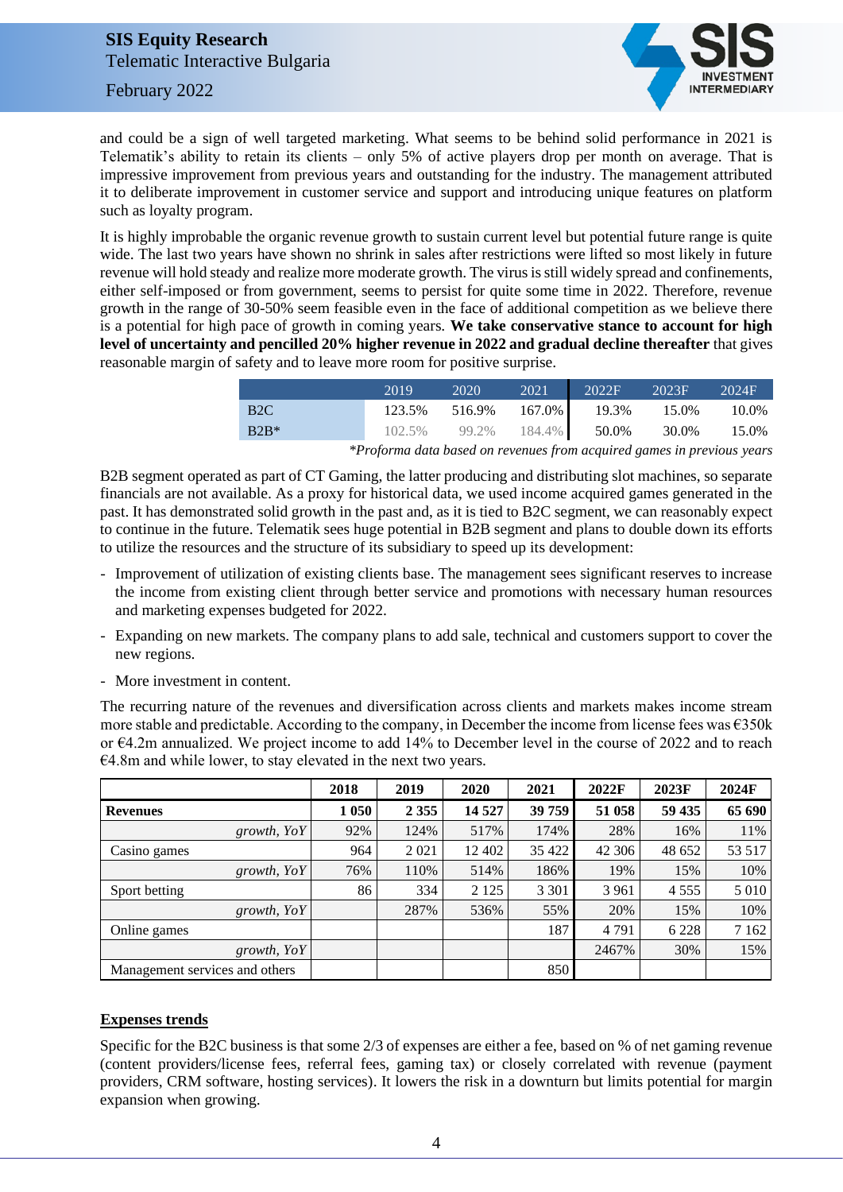and could be a sign of well targeted marketing. What seems to be behind solid performance in 2021 is Telematik's ability to retain its clients – only 5% of active players drop per month on average. That is impressive improvement from previous years and outstanding for the industry. The management attributed it to deliberate improvement in customer service and support and introducing unique features on platform such as loyalty program.

It is highly improbable the organic revenue growth to sustain current level but potential future range is quite wide. The last two years have shown no shrink in sales after restrictions were lifted so most likely in future revenue will hold steady and realize more moderate growth. The virus is still widely spread and confinements, either self-imposed or from government, seems to persist for quite some time in 2022. Therefore, revenue growth in the range of 30-50% seem feasible even in the face of additional competition as we believe there is a potential for high pace of growth in coming years. **We take conservative stance to account for high level of uncertainty and pencilled 20% higher revenue in 2022 and gradual decline thereafter** that gives reasonable margin of safety and to leave more room for positive surprise.

| | 2019 | 2020 | 2021 | 2022F | 2023F | 2024F |
|---|---|---|---|---|---|---|
| B2C | 123.5% | 516.9% | 167.0% | 19.3% | 15.0% | 10.0% |
| B2B* | 102.5% | 99.2% | 184.4% | 50.0% | 30.0% | 15.0% |

*\*Proforma data based on revenues from acquired games in previous years*

B2B segment operated as part of CT Gaming, the latter producing and distributing slot machines, so separate financials are not available. As a proxy for historical data, we used income acquired games generated in the past. It has demonstrated solid growth in the past and, as it is tied to B2C segment, we can reasonably expect to continue in the future. Telematik sees huge potential in B2B segment and plans to double down its efforts to utilize the resources and the structure of its subsidiary to speed up its development:

- Improvement of utilization of existing clients base. The management sees significant reserves to increase the income from existing client through better service and promotions with necessary human resources and marketing expenses budgeted for 2022.
- Expanding on new markets. The company plans to add sale, technical and customers support to cover the new regions.
- More investment in content.

The recurring nature of the revenues and diversification across clients and markets makes income stream more stable and predictable. According to the company, in December the income from license fees was €350k or €4.2m annualized. We project income to add 14% to December level in the course of 2022 and to reach €4.8m and while lower, to stay elevated in the next two years.

| | 2018 | 2019 | 2020 | 2021 | 2022F | 2023F | 2024F |
|---|---|---|---|---|---|---|---|
| **Revenues** | **1 050** | **2 355** | **14 527** | **39 759** | **51 058** | **59 435** | **65 690** |
| *growth, YoY* | 92% | 124% | 517% | 174% | 28% | 16% | 11% |
| Casino games | 964 | 2 021 | 12 402 | 35 422 | 42 306 | 48 652 | 53 517 |
| *growth, YoY* | 76% | 110% | 514% | 186% | 19% | 15% | 10% |
| Sport betting | 86 | 334 | 2 125 | 3 301 | 3 961 | 4 555 | 5 010 |
| *growth, YoY* | | 287% | 536% | 55% | 20% | 15% | 10% |
| Online games | | | | 187 | 4 791 | 6 228 | 7 162 |
| *growth, YoY* | | | | | 2467% | 30% | 15% |
| Management services and others | | | | 850 | | | |

## Expenses trends

Specific for the B2C business is that some 2/3 of expenses are either a fee, based on % of net gaming revenue (content providers/license fees, referral fees, gaming tax) or closely correlated with revenue (payment providers, CRM software, hosting services). It lowers the risk in a downturn but limits potential for margin expansion when growing.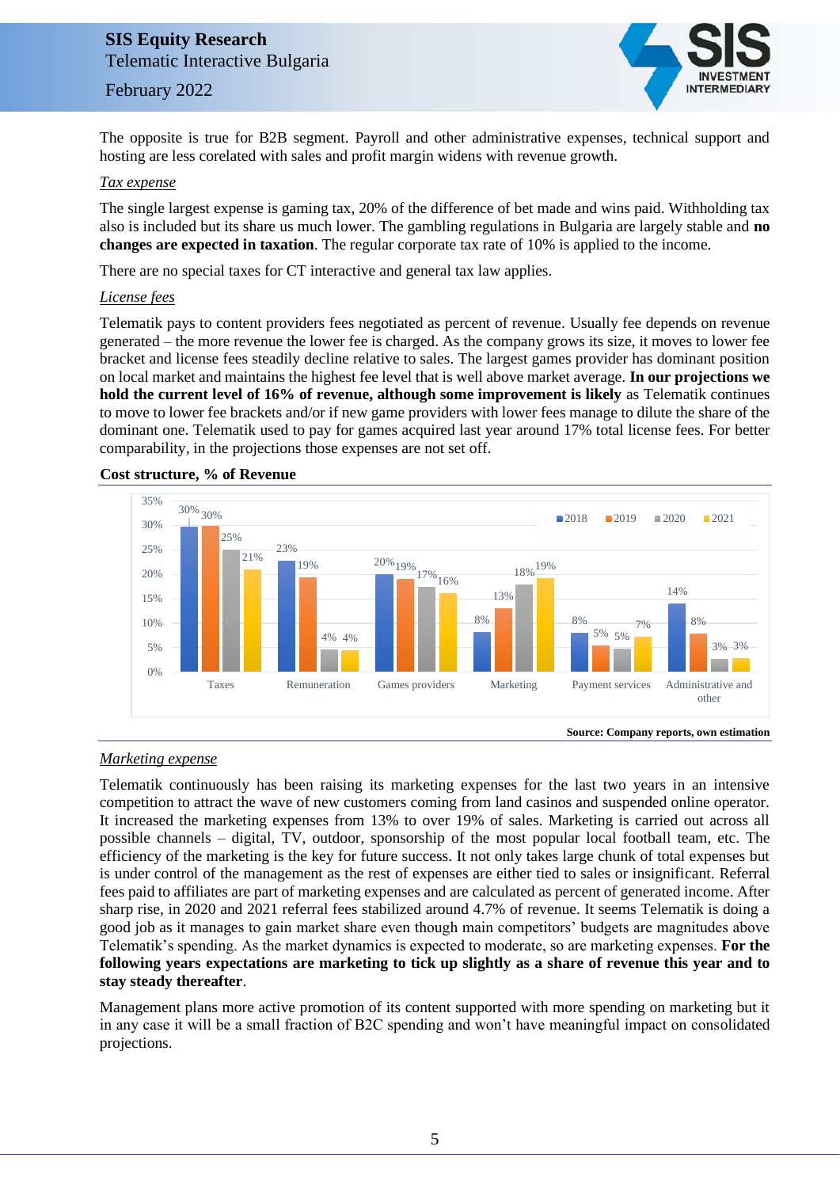The opposite is true for B2B segment. Payroll and other administrative expenses, technical support and hosting are less corelated with sales and profit margin widens with revenue growth.

*Tax expense*

The single largest expense is gaming tax, 20% of the difference of bet made and wins paid. Withholding tax also is included but its share us much lower. The gambling regulations in Bulgaria are largely stable and **no changes are expected in taxation**. The regular corporate tax rate of 10% is applied to the income.

There are no special taxes for CT interactive and general tax law applies.

*License fees*

Telematik pays to content providers fees negotiated as percent of revenue. Usually fee depends on revenue generated – the more revenue the lower fee is charged. As the company grows its size, it moves to lower fee bracket and license fees steadily decline relative to sales. The largest games provider has dominant position on local market and maintains the highest fee level that is well above market average. **In our projections we hold the current level of 16% of revenue, although some improvement is likely** as Telematik continues to move to lower fee brackets and/or if new game providers with lower fees manage to dilute the share of the dominant one. Telematik used to pay for games acquired last year around 17% total license fees. For better comparability, in the projections those expenses are not set off.

**Cost structure, % of Revenue**

| | 2018 | 2019 | 2020 | 2021 |
|---|---|---|---|---|
| Taxes | 30% | 30% | 25% | 21% |
| Remuneration | 23% | 19% | 4% | 4% |
| Games providers | 20% | 19% | 17% | 16% |
| Marketing | 8% | 13% | 18% | 19% |
| Payment services | 8% | 5% | 5% | 7% |
| Administrative and other | 14% | 8% | 3% | 3% |

**Source: Company reports, own estimation**

*Marketing expense*

Telematik continuously has been raising its marketing expenses for the last two years in an intensive competition to attract the wave of new customers coming from land casinos and suspended online operator. It increased the marketing expenses from 13% to over 19% of sales. Marketing is carried out across all possible channels – digital, TV, outdoor, sponsorship of the most popular local football team, etc. The efficiency of the marketing is the key for future success. It not only takes large chunk of total expenses but is under control of the management as the rest of expenses are either tied to sales or insignificant. Referral fees paid to affiliates are part of marketing expenses and are calculated as percent of generated income. After sharp rise, in 2020 and 2021 referral fees stabilized around 4.7% of revenue. It seems Telematik is doing a good job as it manages to gain market share even though main competitors' budgets are magnitudes above Telematik's spending. As the market dynamics is expected to moderate, so are marketing expenses. **For the following years expectations are marketing to tick up slightly as a share of revenue this year and to stay steady thereafter**.

Management plans more active promotion of its content supported with more spending on marketing but it in any case it will be a small fraction of B2C spending and won't have meaningful impact on consolidated projections.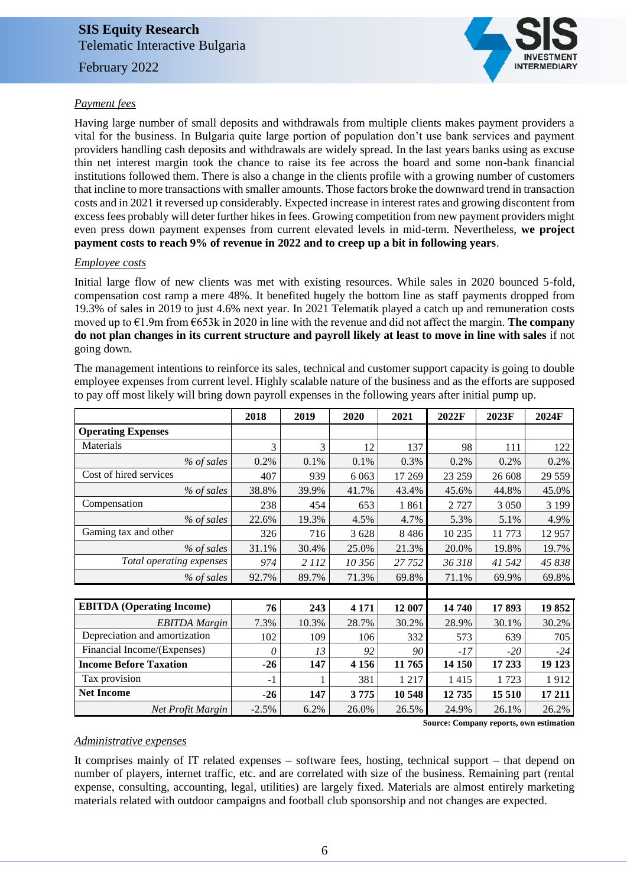*Payment fees*

Having large number of small deposits and withdrawals from multiple clients makes payment providers a vital for the business. In Bulgaria quite large portion of population don't use bank services and payment providers handling cash deposits and withdrawals are widely spread. In the last years banks using as excuse thin net interest margin took the chance to raise its fee across the board and some non-bank financial institutions followed them. There is also a change in the clients profile with a growing number of customers that incline to more transactions with smaller amounts. Those factors broke the downward trend in transaction costs and in 2021 it reversed up considerably. Expected increase in interest rates and growing discontent from excess fees probably will deter further hikes in fees. Growing competition from new payment providers might even press down payment expenses from current elevated levels in mid-term. Nevertheless, **we project payment costs to reach 9% of revenue in 2022 and to creep up a bit in following years**.

*Employee costs*

Initial large flow of new clients was met with existing resources. While sales in 2020 bounced 5-fold, compensation cost ramp a mere 48%. It benefited hugely the bottom line as staff payments dropped from 19.3% of sales in 2019 to just 4.6% next year. In 2021 Telematik played a catch up and remuneration costs moved up to €1.9m from €653k in 2020 in line with the revenue and did not affect the margin. **The company do not plan changes in its current structure and payroll likely at least to move in line with sales** if not going down.

The management intentions to reinforce its sales, technical and customer support capacity is going to double employee expenses from current level. Highly scalable nature of the business and as the efforts are supposed to pay off most likely will bring down payroll expenses in the following years after initial pump up.

| | 2018 | 2019 | 2020 | 2021 | 2022F | 2023F | 2024F |
|---|---|---|---|---|---|---|---|
| **Operating Expenses** | | | | | | | |
| Materials | 3 | 3 | 12 | 137 | 98 | 111 | 122 |
| *% of sales* | 0.2% | 0.1% | 0.1% | 0.3% | 0.2% | 0.2% | 0.2% |
| Cost of hired services | 407 | 939 | 6 063 | 17 269 | 23 259 | 26 608 | 29 559 |
| *% of sales* | 38.8% | 39.9% | 41.7% | 43.4% | 45.6% | 44.8% | 45.0% |
| Compensation | 238 | 454 | 653 | 1 861 | 2 727 | 3 050 | 3 199 |
| *% of sales* | 22.6% | 19.3% | 4.5% | 4.7% | 5.3% | 5.1% | 4.9% |
| Gaming tax and other | 326 | 716 | 3 628 | 8 486 | 10 235 | 11 773 | 12 957 |
| *% of sales* | 31.1% | 30.4% | 25.0% | 21.3% | 20.0% | 19.8% | 19.7% |
| *Total operating expenses* | *974* | *2 112* | *10 356* | *27 752* | *36 318* | *41 542* | *45 838* |
| *% of sales* | 92.7% | 89.7% | 71.3% | 69.8% | 71.1% | 69.9% | 69.8% |
| | | | | | | | |
| **EBITDA (Operating Income)** | **76** | **243** | **4 171** | **12 007** | **14 740** | **17 893** | **19 852** |
| *EBITDA Margin* | 7.3% | 10.3% | 28.7% | 30.2% | 28.9% | 30.1% | 30.2% |
| Depreciation and amortization | 102 | 109 | 106 | 332 | 573 | 639 | 705 |
| Financial Income/(Expenses) | *0* | *13* | *92* | *90* | *-17* | *-20* | *-24* |
| **Income Before Taxation** | **-26** | **147** | **4 156** | **11 765** | **14 150** | **17 233** | **19 123** |
| Tax provision | -1 | 1 | 381 | 1 217 | 1 415 | 1 723 | 1 912 |
| **Net Income** | **-26** | **147** | **3 775** | **10 548** | **12 735** | **15 510** | **17 211** |
| *Net Profit Margin* | -2.5% | 6.2% | 26.0% | 26.5% | 24.9% | 26.1% | 26.2% |

**Source: Company reports, own estimation**

*Administrative expenses*

It comprises mainly of IT related expenses – software fees, hosting, technical support – that depend on number of players, internet traffic, etc. and are correlated with size of the business. Remaining part (rental expense, consulting, accounting, legal, utilities) are largely fixed. Materials are almost entirely marketing materials related with outdoor campaigns and football club sponsorship and not changes are expected.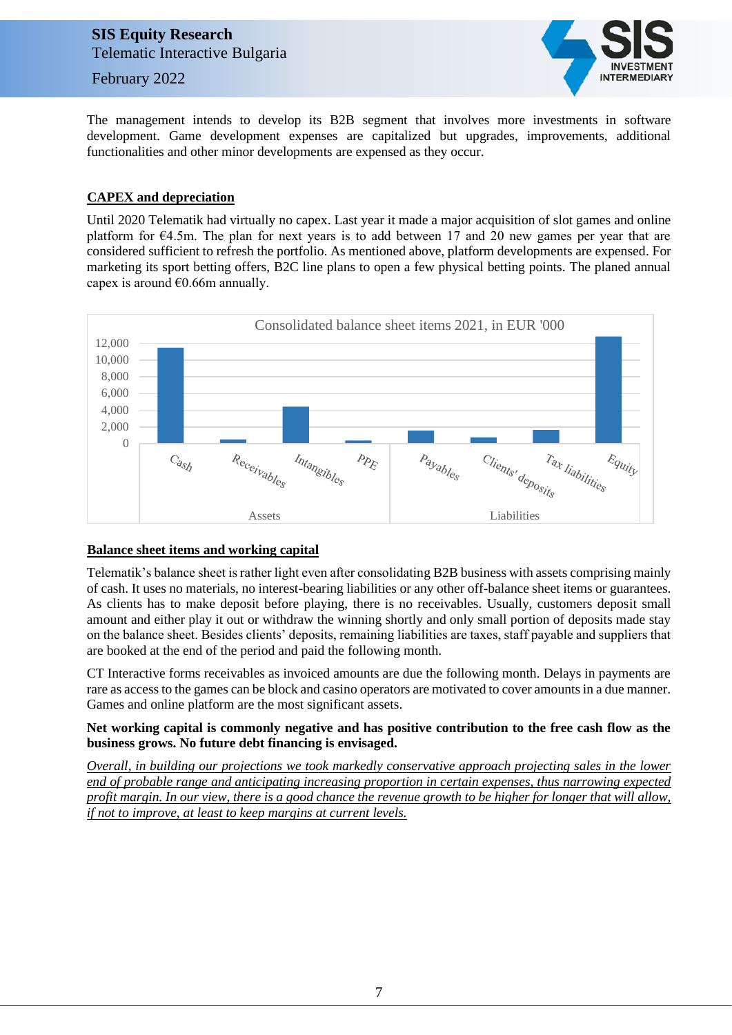The management intends to develop its B2B segment that involves more investments in software development. Game development expenses are capitalized but upgrades, improvements, additional functionalities and other minor developments are expensed as they occur.

**CAPEX and depreciation**

Until 2020 Telematik had virtually no capex. Last year it made a major acquisition of slot games and online platform for €4.5m. The plan for next years is to add between 17 and 20 new games per year that are considered sufficient to refresh the portfolio. As mentioned above, platform developments are expensed. For marketing its sport betting offers, B2C line plans to open a few physical betting points. The planed annual capex is around €0.66m annually.

Consolidated balance sheet items 2021, in EUR '000

**Balance sheet items and working capital**

Telematik's balance sheet is rather light even after consolidating B2B business with assets comprising mainly of cash. It uses no materials, no interest-bearing liabilities or any other off-balance sheet items or guarantees. As clients has to make deposit before playing, there is no receivables. Usually, customers deposit small amount and either play it out or withdraw the winning shortly and only small portion of deposits made stay on the balance sheet. Besides clients' deposits, remaining liabilities are taxes, staff payable and suppliers that are booked at the end of the period and paid the following month.

CT Interactive forms receivables as invoiced amounts are due the following month. Delays in payments are rare as access to the games can be block and casino operators are motivated to cover amounts in a due manner. Games and online platform are the most significant assets.

**Net working capital is commonly negative and has positive contribution to the free cash flow as the business grows. No future debt financing is envisaged.**

*Overall, in building our projections we took markedly conservative approach projecting sales in the lower end of probable range and anticipating increasing proportion in certain expenses, thus narrowing expected profit margin. In our view, there is a good chance the revenue growth to be higher for longer that will allow, if not to improve, at least to keep margins at current levels.*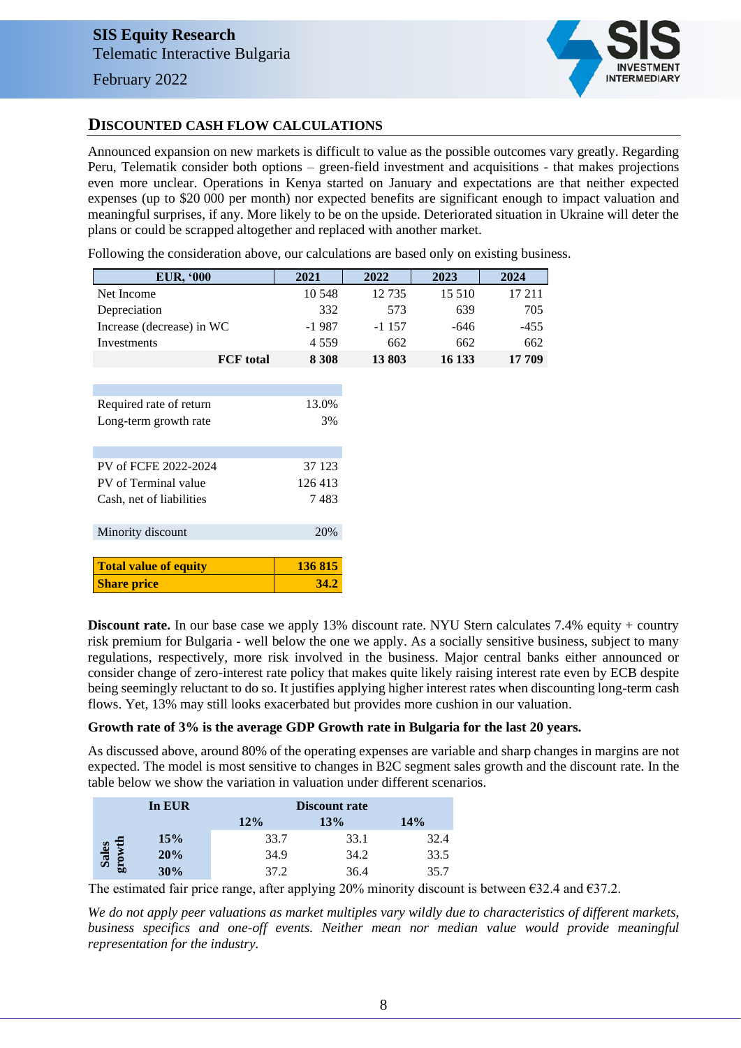## DISCOUNTED CASH FLOW CALCULATIONS

Announced expansion on new markets is difficult to value as the possible outcomes vary greatly. Regarding Peru, Telematik consider both options – green-field investment and acquisitions - that makes projections even more unclear. Operations in Kenya started on January and expectations are that neither expected expenses (up to $20 000 per month) nor expected benefits are significant enough to impact valuation and meaningful surprises, if any. More likely to be on the upside. Deteriorated situation in Ukraine will deter the plans or could be scrapped altogether and replaced with another market.

Following the consideration above, our calculations are based only on existing business.

| EUR, '000 | 2021 | 2022 | 2023 | 2024 |
|---|---|---|---|---|
| Net Income | 10 548 | 12 735 | 15 510 | 17 211 |
| Depreciation | 332 | 573 | 639 | 705 |
| Increase (decrease) in WC | -1 987 | -1 157 | -646 | -455 |
| Investments | 4 559 | 662 | 662 | 662 |
| **FCF total** | **8 308** | **13 803** | **16 133** | **17 709** |

| | |
|---|---|
| Required rate of return | 13.0% |
| Long-term growth rate | 3% |
| | |
| PV of FCFE 2022-2024 | 37 123 |
| PV of Terminal value | 126 413 |
| Cash, net of liabilities | 7 483 |
| | |
| Minority discount | 20% |
| | |
| **Total value of equity** | **136 815** |
| **Share price** | **34.2** |

**Discount rate.** In our base case we apply 13% discount rate. NYU Stern calculates 7.4% equity + country risk premium for Bulgaria - well below the one we apply. As a socially sensitive business, subject to many regulations, respectively, more risk involved in the business. Major central banks either announced or consider change of zero-interest rate policy that makes quite likely raising interest rate even by ECB despite being seemingly reluctant to do so. It justifies applying higher interest rates when discounting long-term cash flows. Yet, 13% may still looks exacerbated but provides more cushion in our valuation.

**Growth rate of 3% is the average GDP Growth rate in Bulgaria for the last 20 years.**

As discussed above, around 80% of the operating expenses are variable and sharp changes in margins are not expected. The model is most sensitive to changes in B2C segment sales growth and the discount rate. In the table below we show the variation in valuation under different scenarios.

| | In EUR | Discount rate | | |
|---|---|---|---|---|
| | | **12%** | **13%** | **14%** |
| **Sales growth** | **15%** | 33.7 | 33.1 | 32.4 |
| | **20%** | 34.9 | 34.2 | 33.5 |
| | **30%** | 37.2 | 36.4 | 35.7 |

The estimated fair price range, after applying 20% minority discount is between €32.4 and €37.2.

*We do not apply peer valuations as market multiples vary wildly due to characteristics of different markets, business specifics and one-off events. Neither mean nor median value would provide meaningful representation for the industry.*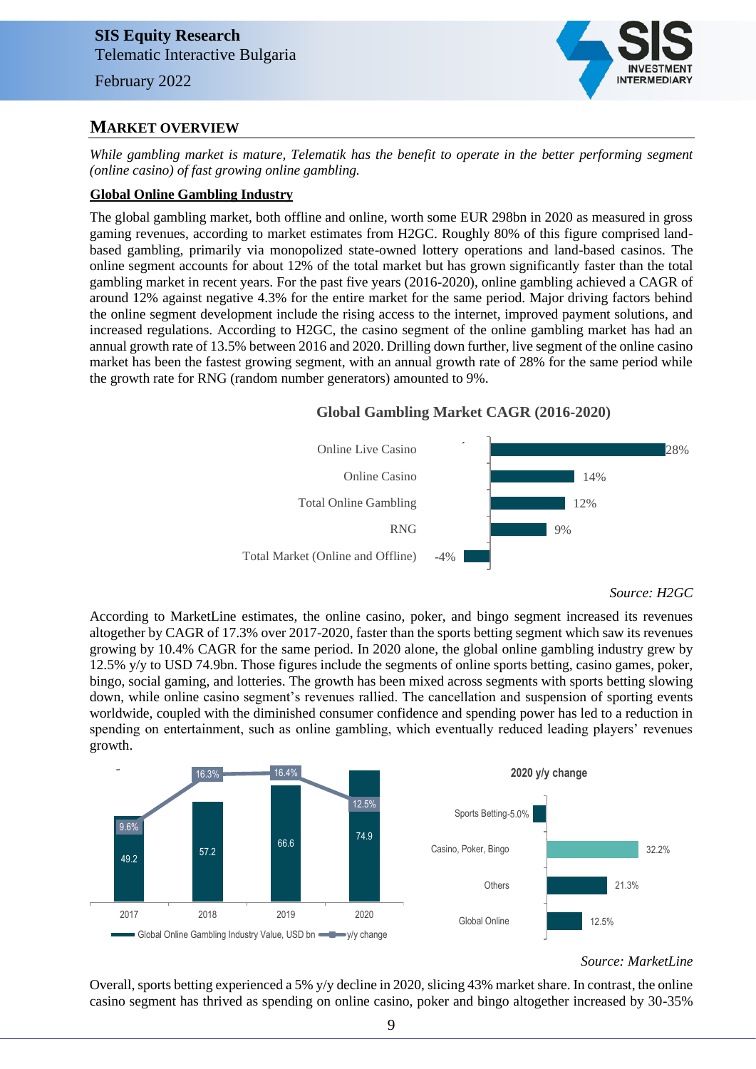## Market Overview

*While gambling market is mature, Telematik has the benefit to operate in the better performing segment (online casino) of fast growing online gambling.*

**Global Online Gambling Industry**

The global gambling market, both offline and online, worth some EUR 298bn in 2020 as measured in gross gaming revenues, according to market estimates from H2GC. Roughly 80% of this figure comprised land-based gambling, primarily via monopolized state-owned lottery operations and land-based casinos. The online segment accounts for about 12% of the total market but has grown significantly faster than the total gambling market in recent years. For the past five years (2016-2020), online gambling achieved a CAGR of around 12% against negative 4.3% for the entire market for the same period. Major driving factors behind the online segment development include the rising access to the internet, improved payment solutions, and increased regulations. According to H2GC, the casino segment of the online gambling market has had an annual growth rate of 13.5% between 2016 and 2020. Drilling down further, live segment of the online casino market has been the fastest growing segment, with an annual growth rate of 28% for the same period while the growth rate for RNG (random number generators) amounted to 9%.

**Global Gambling Market CAGR (2016-2020)**

| Segment | CAGR |
|---|---|
| Online Live Casino | 28% |
| Online Casino | 14% |
| Total Online Gambling | 12% |
| RNG | 9% |
| Total Market (Online and Offline) | -4% |

*Source: H2GC*

According to MarketLine estimates, the online casino, poker, and bingo segment increased its revenues altogether by CAGR of 17.3% over 2017-2020, faster than the sports betting segment which saw its revenues growing by 10.4% CAGR for the same period. In 2020 alone, the global online gambling industry grew by 12.5% y/y to USD 74.9bn. Those figures include the segments of online sports betting, casino games, poker, bingo, social gaming, and lotteries. The growth has been mixed across segments with sports betting slowing down, while online casino segment's revenues rallied. The cancellation and suspension of sporting events worldwide, coupled with the diminished consumer confidence and spending power has led to a reduction in spending on entertainment, such as online gambling, which eventually reduced leading players' revenues growth.

| | 2017 | 2018 | 2019 | 2020 |
|---|---|---|---|---|
| Global Online Gambling Industry Value, USD bn | 49.2 | 57.2 | 66.6 | 74.9 |
| y/y change | 9.6% | 16.3% | 16.4% | 12.5% |

**2020 y/y change**

| Segment | 2020 y/y change |
|---|---|
| Sports Betting | -5.0% |
| Casino, Poker, Bingo | 32.2% |
| Others | 21.3% |
| Global Online | 12.5% |

*Source: MarketLine*

Overall, sports betting experienced a 5% y/y decline in 2020, slicing 43% market share. In contrast, the online casino segment has thrived as spending on online casino, poker and bingo altogether increased by 30-35%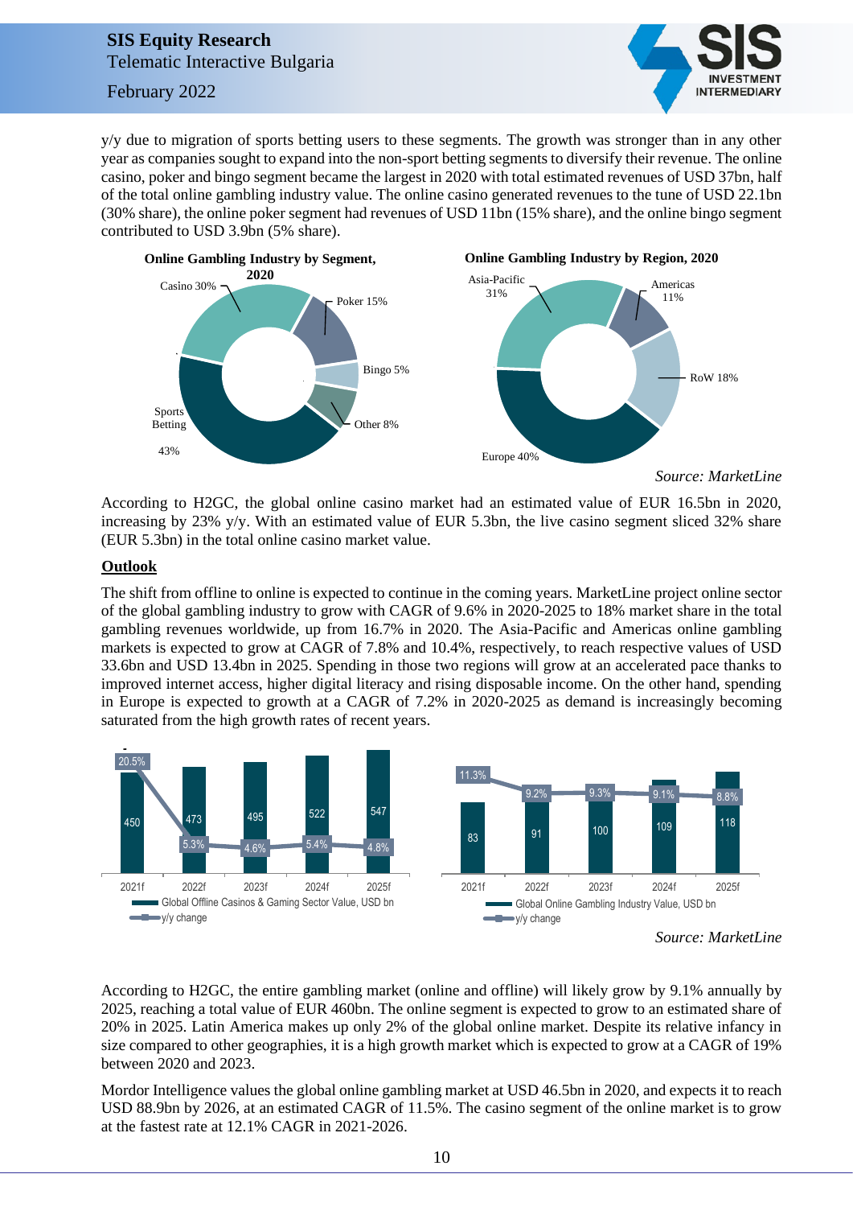y/y due to migration of sports betting users to these segments. The growth was stronger than in any other year as companies sought to expand into the non-sport betting segments to diversify their revenue. The online casino, poker and bingo segment became the largest in 2020 with total estimated revenues of USD 37bn, half of the total online gambling industry value. The online casino generated revenues to the tune of USD 22.1bn (30% share), the online poker segment had revenues of USD 11bn (15% share), and the online bingo segment contributed to USD 3.9bn (5% share).

**Online Gambling Industry by Segment, 2020**

| Segment | Share |
|---|---|
| Sports Betting | 43% |
| Casino | 30% |
| Poker | 15% |
| Other | 8% |
| Bingo | 5% |

**Online Gambling Industry by Region, 2020**

| Region | Share |
|---|---|
| Europe | 40% |
| Asia-Pacific | 31% |
| RoW | 18% |
| Americas | 11% |

*Source: MarketLine*

According to H2GC, the global online casino market had an estimated value of EUR 16.5bn in 2020, increasing by 23% y/y. With an estimated value of EUR 5.3bn, the live casino segment sliced 32% share (EUR 5.3bn) in the total online casino market value.

## Outlook

The shift from offline to online is expected to continue in the coming years. MarketLine project online sector of the global gambling industry to grow with CAGR of 9.6% in 2020-2025 to 18% market share in the total gambling revenues worldwide, up from 16.7% in 2020. The Asia-Pacific and Americas online gambling markets is expected to grow at CAGR of 7.8% and 10.4%, respectively, to reach respective values of USD 33.6bn and USD 13.4bn in 2025. Spending in those two regions will grow at an accelerated pace thanks to improved internet access, higher digital literacy and rising disposable income. On the other hand, spending in Europe is expected to growth at a CAGR of 7.2% in 2020-2025 as demand is increasingly becoming saturated from the high growth rates of recent years.

| | 2021f | 2022f | 2023f | 2024f | 2025f |
|---|---|---|---|---|---|
| Global Offline Casinos & Gaming Sector Value, USD bn | 450 | 473 | 495 | 522 | 547 |
| y/y change | 20.5% | 5.3% | 4.6% | 5.4% | 4.8% |

| | 2021f | 2022f | 2023f | 2024f | 2025f |
|---|---|---|---|---|---|
| Global Online Gambling Industry Value, USD bn | 83 | 91 | 100 | 109 | 118 |
| y/y change | 11.3% | 9.2% | 9.3% | 9.1% | 8.8% |

*Source: MarketLine*

According to H2GC, the entire gambling market (online and offline) will likely grow by 9.1% annually by 2025, reaching a total value of EUR 460bn. The online segment is expected to grow to an estimated share of 20% in 2025. Latin America makes up only 2% of the global online market. Despite its relative infancy in size compared to other geographies, it is a high growth market which is expected to grow at a CAGR of 19% between 2020 and 2023.

Mordor Intelligence values the global online gambling market at USD 46.5bn in 2020, and expects it to reach USD 88.9bn by 2026, at an estimated CAGR of 11.5%. The casino segment of the online market is to grow at the fastest rate at 12.1% CAGR in 2021-2026.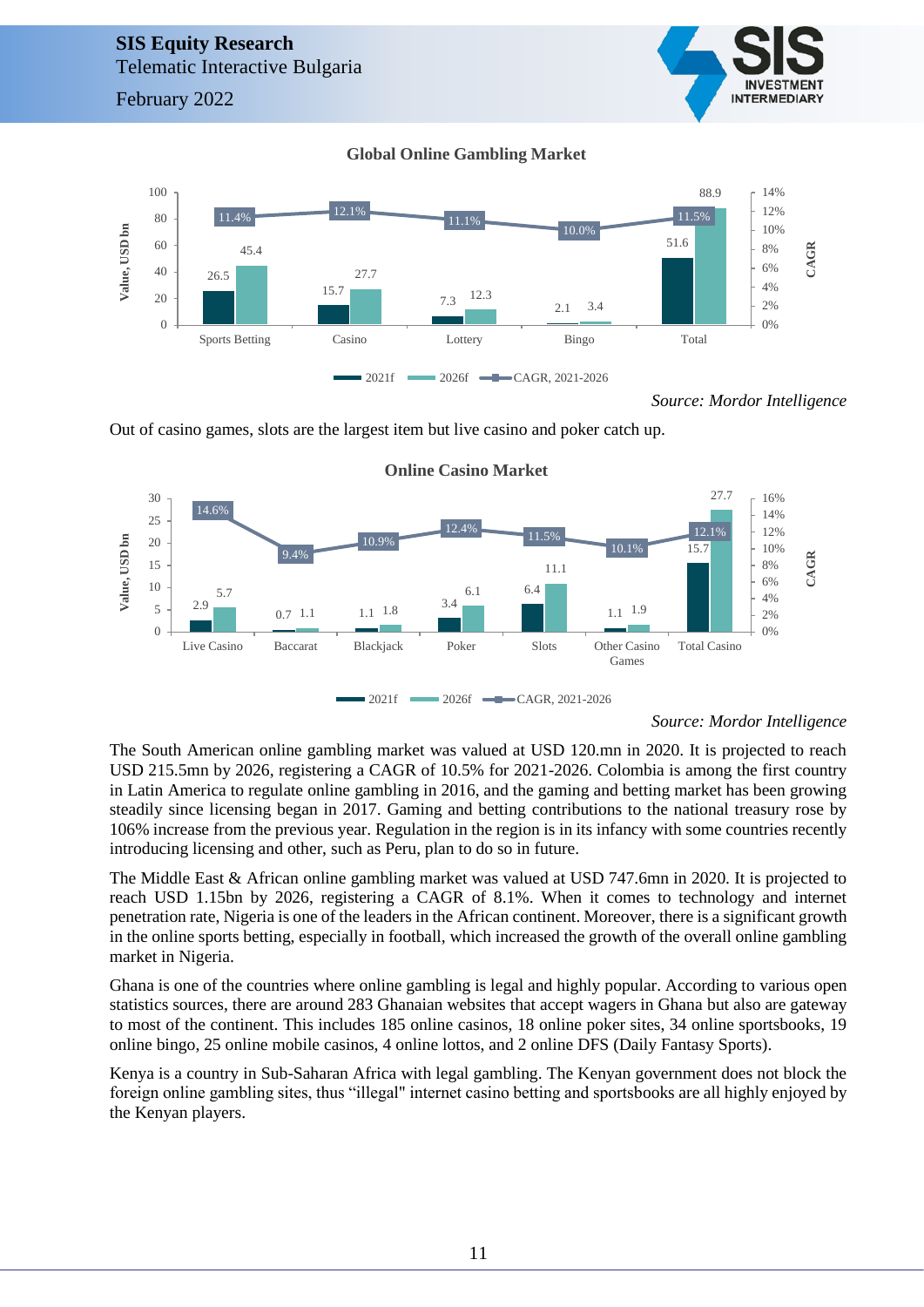**Global Online Gambling Market**

| | 2021f (Value, USD bn) | 2026f (Value, USD bn) | CAGR, 2021-2026 |
|---|---|---|---|
| Sports Betting | 26.5 | 45.4 | 11.4% |
| Casino | 15.7 | 27.7 | 12.1% |
| Lottery | 7.3 | 12.3 | 11.1% |
| Bingo | 2.1 | 3.4 | 10.0% |
| Total | 51.6 | 88.9 | 11.5% |

*Source: Mordor Intelligence*

Out of casino games, slots are the largest item but live casino and poker catch up.

**Online Casino Market**

| | 2021f (Value, USD bn) | 2026f (Value, USD bn) | CAGR, 2021-2026 |
|---|---|---|---|
| Live Casino | 2.9 | 5.7 | 14.6% |
| Baccarat | 0.7 | 1.1 | 9.4% |
| Blackjack | 1.1 | 1.8 | 10.9% |
| Poker | 3.4 | 6.1 | 12.4% |
| Slots | 6.4 | 11.1 | 11.5% |
| Other Casino Games | 1.1 | 1.9 | 10.1% |
| Total Casino | 15.7 | 27.7 | 12.1% |

*Source: Mordor Intelligence*

The South American online gambling market was valued at USD 120.mn in 2020. It is projected to reach USD 215.5mn by 2026, registering a CAGR of 10.5% for 2021-2026. Colombia is among the first country in Latin America to regulate online gambling in 2016, and the gaming and betting market has been growing steadily since licensing began in 2017. Gaming and betting contributions to the national treasury rose by 106% increase from the previous year. Regulation in the region is in its infancy with some countries recently introducing licensing and other, such as Peru, plan to do so in future.

The Middle East & African online gambling market was valued at USD 747.6mn in 2020. It is projected to reach USD 1.15bn by 2026, registering a CAGR of 8.1%. When it comes to technology and internet penetration rate, Nigeria is one of the leaders in the African continent. Moreover, there is a significant growth in the online sports betting, especially in football, which increased the growth of the overall online gambling market in Nigeria.

Ghana is one of the countries where online gambling is legal and highly popular. According to various open statistics sources, there are around 283 Ghanaian websites that accept wagers in Ghana but also are gateway to most of the continent. This includes 185 online casinos, 18 online poker sites, 34 online sportsbooks, 19 online bingo, 25 online mobile casinos, 4 online lottos, and 2 online DFS (Daily Fantasy Sports).

Kenya is a country in Sub-Saharan Africa with legal gambling. The Kenyan government does not block the foreign online gambling sites, thus "illegal" internet casino betting and sportsbooks are all highly enjoyed by the Kenyan players.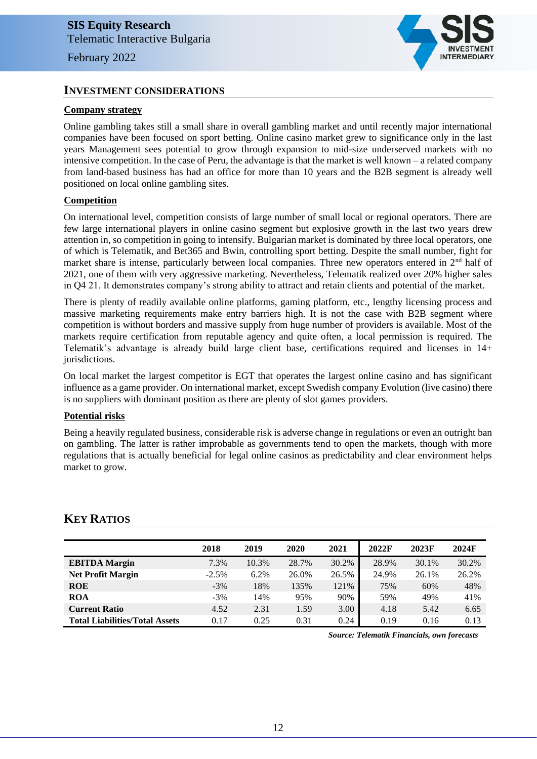## INVESTMENT CONSIDERATIONS

### Company strategy

Online gambling takes still a small share in overall gambling market and until recently major international companies have been focused on sport betting. Online casino market grew to significance only in the last years Management sees potential to grow through expansion to mid-size underserved markets with no intensive competition. In the case of Peru, the advantage is that the market is well known – a related company from land-based business has had an office for more than 10 years and the B2B segment is already well positioned on local online gambling sites.

### Competition

On international level, competition consists of large number of small local or regional operators. There are few large international players in online casino segment but explosive growth in the last two years drew attention in, so competition in going to intensify. Bulgarian market is dominated by three local operators, one of which is Telematik, and Bet365 and Bwin, controlling sport betting. Despite the small number, fight for market share is intense, particularly between local companies. Three new operators entered in 2[nd] half of 2021, one of them with very aggressive marketing. Nevertheless, Telematik realized over 20% higher sales in Q4 21. It demonstrates company's strong ability to attract and retain clients and potential of the market.

There is plenty of readily available online platforms, gaming platform, etc., lengthy licensing process and massive marketing requirements make entry barriers high. It is not the case with B2B segment where competition is without borders and massive supply from huge number of providers is available. Most of the markets require certification from reputable agency and quite often, a local permission is required. The Telematik's advantage is already build large client base, certifications required and licenses in 14+ jurisdictions.

On local market the largest competitor is EGT that operates the largest online casino and has significant influence as a game provider. On international market, except Swedish company Evolution (live casino) there is no suppliers with dominant position as there are plenty of slot games providers.

### Potential risks

Being a heavily regulated business, considerable risk is adverse change in regulations or even an outright ban on gambling. The latter is rather improbable as governments tend to open the markets, though with more regulations that is actually beneficial for legal online casinos as predictability and clear environment helps market to grow.

## KEY RATIOS

| | 2018 | 2019 | 2020 | 2021 | 2022F | 2023F | 2024F |
|---|---|---|---|---|---|---|---|
| **EBITDA Margin** | 7.3% | 10.3% | 28.7% | 30.2% | 28.9% | 30.1% | 30.2% |
| **Net Profit Margin** | -2.5% | 6.2% | 26.0% | 26.5% | 24.9% | 26.1% | 26.2% |
| **ROE** | -3% | 18% | 135% | 121% | 75% | 60% | 48% |
| **ROA** | -3% | 14% | 95% | 90% | 59% | 49% | 41% |
| **Current Ratio** | 4.52 | 2.31 | 1.59 | 3.00 | 4.18 | 5.42 | 6.65 |
| **Total Liabilities/Total Assets** | 0.17 | 0.25 | 0.31 | 0.24 | 0.19 | 0.16 | 0.13 |

***Source: Telematik Financials, own forecasts***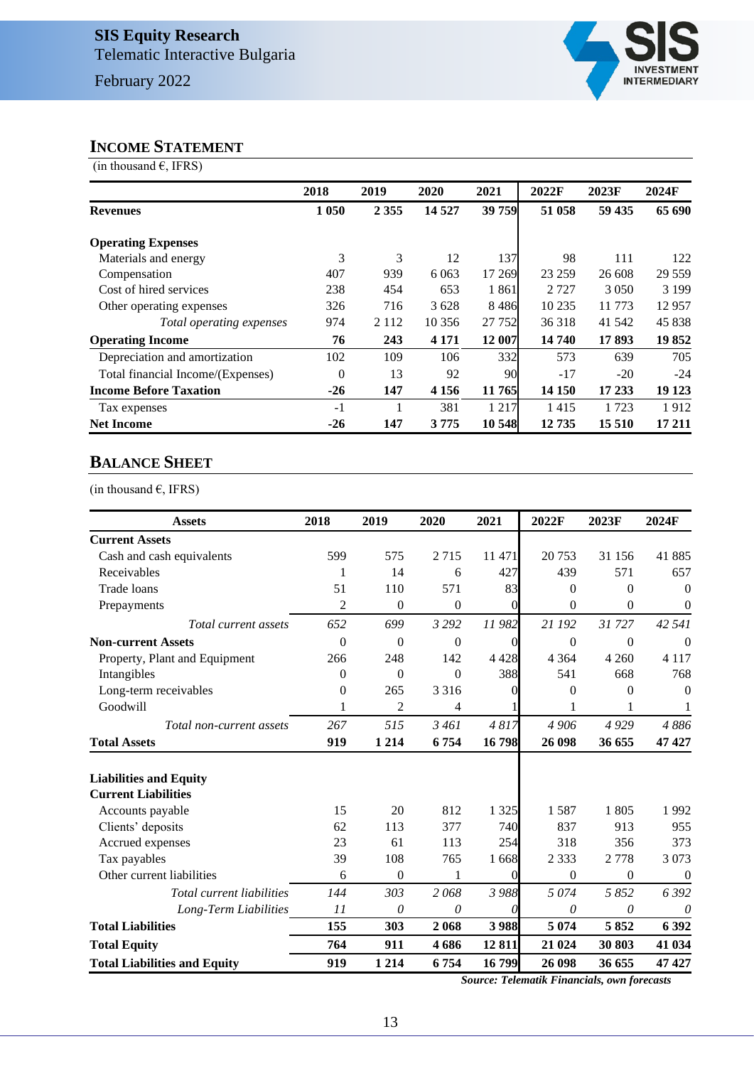## INCOME STATEMENT

(in thousand €, IFRS)

| | 2018 | 2019 | 2020 | 2021 | 2022F | 2023F | 2024F |
|---|---|---|---|---|---|---|---|
| **Revenues** | **1 050** | **2 355** | **14 527** | **39 759** | **51 058** | **59 435** | **65 690** |
| | | | | | | | |
| **Operating Expenses** | | | | | | | |
| Materials and energy | 3 | 3 | 12 | 137 | 98 | 111 | 122 |
| Compensation | 407 | 939 | 6 063 | 17 269 | 23 259 | 26 608 | 29 559 |
| Cost of hired services | 238 | 454 | 653 | 1 861 | 2 727 | 3 050 | 3 199 |
| Other operating expenses | 326 | 716 | 3 628 | 8 486 | 10 235 | 11 773 | 12 957 |
| *Total operating expenses* | 974 | 2 112 | 10 356 | 27 752 | 36 318 | 41 542 | 45 838 |
| **Operating Income** | **76** | **243** | **4 171** | **12 007** | **14 740** | **17 893** | **19 852** |
| Depreciation and amortization | 102 | 109 | 106 | 332 | 573 | 639 | 705 |
| Total financial Income/(Expenses) | 0 | 13 | 92 | 90 | -17 | -20 | -24 |
| **Income Before Taxation** | **-26** | **147** | **4 156** | **11 765** | **14 150** | **17 233** | **19 123** |
| Tax expenses | -1 | 1 | 381 | 1 217 | 1 415 | 1 723 | 1 912 |
| **Net Income** | **-26** | **147** | **3 775** | **10 548** | **12 735** | **15 510** | **17 211** |

## BALANCE SHEET

(in thousand €, IFRS)

| Assets | 2018 | 2019 | 2020 | 2021 | 2022F | 2023F | 2024F |
|---|---|---|---|---|---|---|---|
| **Current Assets** | | | | | | | |
| Cash and cash equivalents | 599 | 575 | 2 715 | 11 471 | 20 753 | 31 156 | 41 885 |
| Receivables | 1 | 14 | 6 | 427 | 439 | 571 | 657 |
| Trade loans | 51 | 110 | 571 | 83 | 0 | 0 | 0 |
| Prepayments | 2 | 0 | 0 | 0 | 0 | 0 | 0 |
| *Total current assets* | *652* | *699* | *3 292* | *11 982* | *21 192* | *31 727* | *42 541* |
| **Non-current Assets** | 0 | 0 | 0 | 0 | 0 | 0 | 0 |
| Property, Plant and Equipment | 266 | 248 | 142 | 4 428 | 4 364 | 4 260 | 4 117 |
| Intangibles | 0 | 0 | 0 | 388 | 541 | 668 | 768 |
| Long-term receivables | 0 | 265 | 3 316 | 0 | 0 | 0 | 0 |
| Goodwill | 1 | 2 | 4 | 1 | 1 | 1 | 1 |
| *Total non-current assets* | *267* | *515* | *3 461* | *4 817* | *4 906* | *4 929* | *4 886* |
| **Total Assets** | **919** | **1 214** | **6 754** | **16 798** | **26 098** | **36 655** | **47 427** |
| | | | | | | | |
| **Liabilities and Equity** | | | | | | | |
| **Current Liabilities** | | | | | | | |
| Accounts payable | 15 | 20 | 812 | 1 325 | 1 587 | 1 805 | 1 992 |
| Clients' deposits | 62 | 113 | 377 | 740 | 837 | 913 | 955 |
| Accrued expenses | 23 | 61 | 113 | 254 | 318 | 356 | 373 |
| Tax payables | 39 | 108 | 765 | 1 668 | 2 333 | 2 778 | 3 073 |
| Other current liabilities | 6 | 0 | 1 | 0 | 0 | 0 | 0 |
| *Total current liabilities* | *144* | *303* | *2 068* | *3 988* | *5 074* | *5 852* | *6 392* |
| *Long-Term Liabilities* | *11* | *0* | *0* | *0* | *0* | *0* | *0* |
| **Total Liabilities** | **155** | **303** | **2 068** | **3 988** | **5 074** | **5 852** | **6 392** |
| **Total Equity** | **764** | **911** | **4 686** | **12 811** | **21 024** | **30 803** | **41 034** |
| **Total Liabilities and Equity** | **919** | **1 214** | **6 754** | **16 799** | **26 098** | **36 655** | **47 427** |

***Source: Telematik Financials, own forecasts***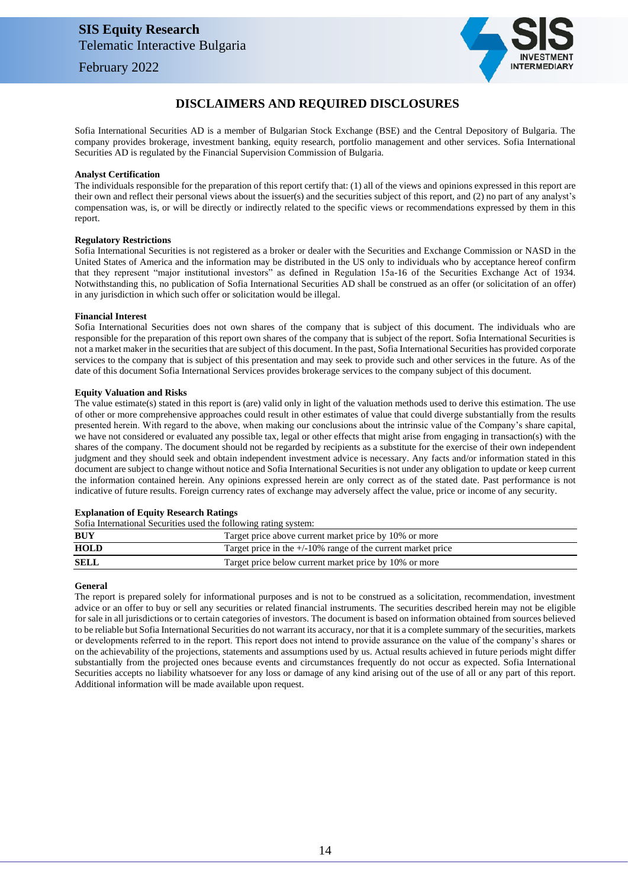## DISCLAIMERS AND REQUIRED DISCLOSURES

Sofia International Securities AD is a member of Bulgarian Stock Exchange (BSE) and the Central Depository of Bulgaria. The company provides brokerage, investment banking, equity research, portfolio management and other services. Sofia International Securities AD is regulated by the Financial Supervision Commission of Bulgaria.

**Analyst Certification**

The individuals responsible for the preparation of this report certify that: (1) all of the views and opinions expressed in this report are their own and reflect their personal views about the issuer(s) and the securities subject of this report, and (2) no part of any analyst's compensation was, is, or will be directly or indirectly related to the specific views or recommendations expressed by them in this report.

**Regulatory Restrictions**

Sofia International Securities is not registered as a broker or dealer with the Securities and Exchange Commission or NASD in the United States of America and the information may be distributed in the US only to individuals who by acceptance hereof confirm that they represent "major institutional investors" as defined in Regulation 15a-16 of the Securities Exchange Act of 1934. Notwithstanding this, no publication of Sofia International Securities AD shall be construed as an offer (or solicitation of an offer) in any jurisdiction in which such offer or solicitation would be illegal.

**Financial Interest**

Sofia International Securities does not own shares of the company that is subject of this document. The individuals who are responsible for the preparation of this report own shares of the company that is subject of the report. Sofia International Securities is not a market maker in the securities that are subject of this document. In the past, Sofia International Securities has provided corporate services to the company that is subject of this presentation and may seek to provide such and other services in the future. As of the date of this document Sofia International Services provides brokerage services to the company subject of this document.

**Equity Valuation and Risks**

The value estimate(s) stated in this report is (are) valid only in light of the valuation methods used to derive this estimation. The use of other or more comprehensive approaches could result in other estimates of value that could diverge substantially from the results presented herein. With regard to the above, when making our conclusions about the intrinsic value of the Company's share capital, we have not considered or evaluated any possible tax, legal or other effects that might arise from engaging in transaction(s) with the shares of the company. The document should not be regarded by recipients as a substitute for the exercise of their own independent judgment and they should seek and obtain independent investment advice is necessary. Any facts and/or information stated in this document are subject to change without notice and Sofia International Securities is not under any obligation to update or keep current the information contained herein. Any opinions expressed herein are only correct as of the stated date. Past performance is not indicative of future results. Foreign currency rates of exchange may adversely affect the value, price or income of any security.

**Explanation of Equity Research Ratings**

Sofia International Securities used the following rating system:

| | |
|---|---|
| **BUY** | Target price above current market price by 10% or more |
| **HOLD** | Target price in the +/-10% range of the current market price |
| **SELL** | Target price below current market price by 10% or more |

**General**

The report is prepared solely for informational purposes and is not to be construed as a solicitation, recommendation, investment advice or an offer to buy or sell any securities or related financial instruments. The securities described herein may not be eligible for sale in all jurisdictions or to certain categories of investors. The document is based on information obtained from sources believed to be reliable but Sofia International Securities do not warrant its accuracy, nor that it is a complete summary of the securities, markets or developments referred to in the report. This report does not intend to provide assurance on the value of the company's shares or on the achievability of the projections, statements and assumptions used by us. Actual results achieved in future periods might differ substantially from the projected ones because events and circumstances frequently do not occur as expected. Sofia International Securities accepts no liability whatsoever for any loss or damage of any kind arising out of the use of all or any part of this report. Additional information will be made available upon request.